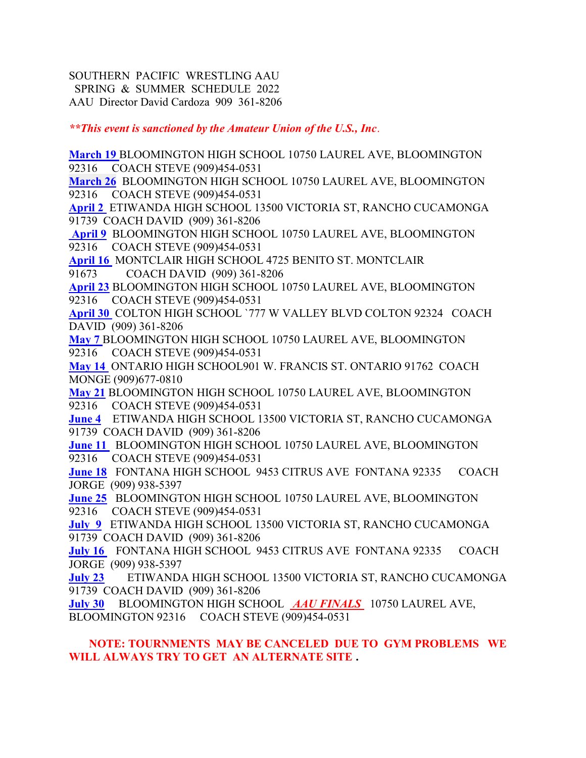SOUTHERN PACIFIC WRESTLING AAU
SPRING & SUMMER SCHEDULE 2022
AAU Director David Cardoza 909 361-8206

***\*\*This event is sanctioned by the Amateur Union of the U.S., Inc*.**

**March 19** BLOOMINGTON HIGH SCHOOL 10750 LAUREL AVE, BLOOMINGTON 92316 COACH STEVE (909)454-0531

**March 26** BLOOMINGTON HIGH SCHOOL 10750 LAUREL AVE, BLOOMINGTON 92316 COACH STEVE (909)454-0531

**April 2** ETIWANDA HIGH SCHOOL 13500 VICTORIA ST, RANCHO CUCAMONGA 91739 COACH DAVID (909) 361-8206

**April 9** BLOOMINGTON HIGH SCHOOL 10750 LAUREL AVE, BLOOMINGTON 92316 COACH STEVE (909)454-0531

**April 16** MONTCLAIR HIGH SCHOOL 4725 BENITO ST. MONTCLAIR 91673 COACH DAVID (909) 361-8206

**April 23** BLOOMINGTON HIGH SCHOOL 10750 LAUREL AVE, BLOOMINGTON 92316 COACH STEVE (909)454-0531

**April 30** COLTON HIGH SCHOOL `777 W VALLEY BLVD COLTON 92324 COACH DAVID (909) 361-8206

**May 7** BLOOMINGTON HIGH SCHOOL 10750 LAUREL AVE, BLOOMINGTON 92316 COACH STEVE (909)454-0531

**May 14** ONTARIO HIGH SCHOOL901 W. FRANCIS ST. ONTARIO 91762 COACH MONGE (909)677-0810

**May 21** BLOOMINGTON HIGH SCHOOL 10750 LAUREL AVE, BLOOMINGTON 92316 COACH STEVE (909)454-0531

**June 4** ETIWANDA HIGH SCHOOL 13500 VICTORIA ST, RANCHO CUCAMONGA 91739 COACH DAVID (909) 361-8206

**June 11** BLOOMINGTON HIGH SCHOOL 10750 LAUREL AVE, BLOOMINGTON 92316 COACH STEVE (909)454-0531

**June 18** FONTANA HIGH SCHOOL 9453 CITRUS AVE FONTANA 92335 COACH JORGE (909) 938-5397

**June 25** BLOOMINGTON HIGH SCHOOL 10750 LAUREL AVE, BLOOMINGTON 92316 COACH STEVE (909)454-0531

**July 9** ETIWANDA HIGH SCHOOL 13500 VICTORIA ST, RANCHO CUCAMONGA 91739 COACH DAVID (909) 361-8206

**July 16** FONTANA HIGH SCHOOL 9453 CITRUS AVE FONTANA 92335 COACH JORGE (909) 938-5397

**July 23** ETIWANDA HIGH SCHOOL 13500 VICTORIA ST, RANCHO CUCAMONGA 91739 COACH DAVID (909) 361-8206

**July 30** BLOOMINGTON HIGH SCHOOL ***AAU FINALS*** 10750 LAUREL AVE, BLOOMINGTON 92316 COACH STEVE (909)454-0531

**NOTE: TOURNMENTS MAY BE CANCELED DUE TO GYM PROBLEMS WE WILL ALWAYS TRY TO GET AN ALTERNATE SITE .**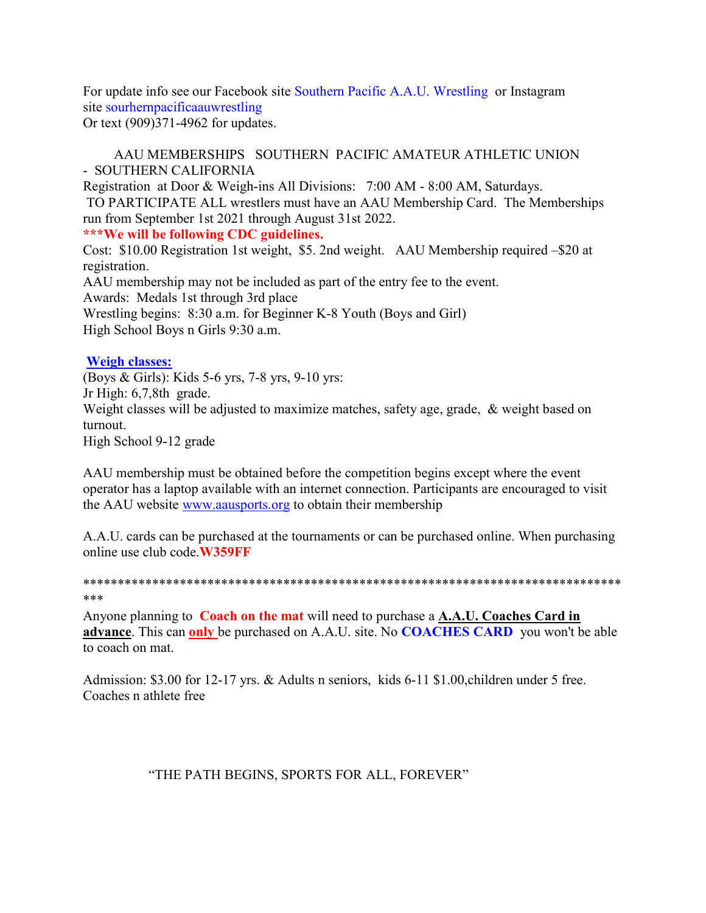For update info see our Facebook site Southern Pacific A.A.U. Wrestling or Instagram site sourhernpacificaauwrestling
Or text (909)371-4962 for updates.

AAU MEMBERSHIPS SOUTHERN PACIFIC AMATEUR ATHLETIC UNION - SOUTHERN CALIFORNIA

Registration at Door & Weigh-ins All Divisions: 7:00 AM - 8:00 AM, Saturdays.

TO PARTICIPATE ALL wrestlers must have an AAU Membership Card. The Memberships run from September 1st 2021 through August 31st 2022.

**\*\*\*We will be following CDC guidelines.**

Cost: $10.00 Registration 1st weight, $5. 2nd weight. AAU Membership required –$20 at registration.

AAU membership may not be included as part of the entry fee to the event.

Awards: Medals 1st through 3rd place

Wrestling begins: 8:30 a.m. for Beginner K-8 Youth (Boys and Girl)

High School Boys n Girls 9:30 a.m.

**Weigh classes:**

(Boys & Girls): Kids 5-6 yrs, 7-8 yrs, 9-10 yrs:

Jr High: 6,7,8th grade.

Weight classes will be adjusted to maximize matches, safety age, grade, & weight based on turnout.

High School 9-12 grade

AAU membership must be obtained before the competition begins except where the event operator has a laptop available with an internet connection. Participants are encouraged to visit the AAU website www.aausports.org to obtain their membership

A.A.U. cards can be purchased at the tournaments or can be purchased online. When purchasing online use club code.**W359FF**

***********************************************************************************

Anyone planning to **Coach on the mat** will need to purchase a **A.A.U. Coaches Card in advance**. This can **only** be purchased on A.A.U. site. No **COACHES CARD** you won't be able to coach on mat.

Admission: $3.00 for 12-17 yrs. & Adults n seniors, kids 6-11 $1.00,children under 5 free. Coaches n athlete free

"THE PATH BEGINS, SPORTS FOR ALL, FOREVER"